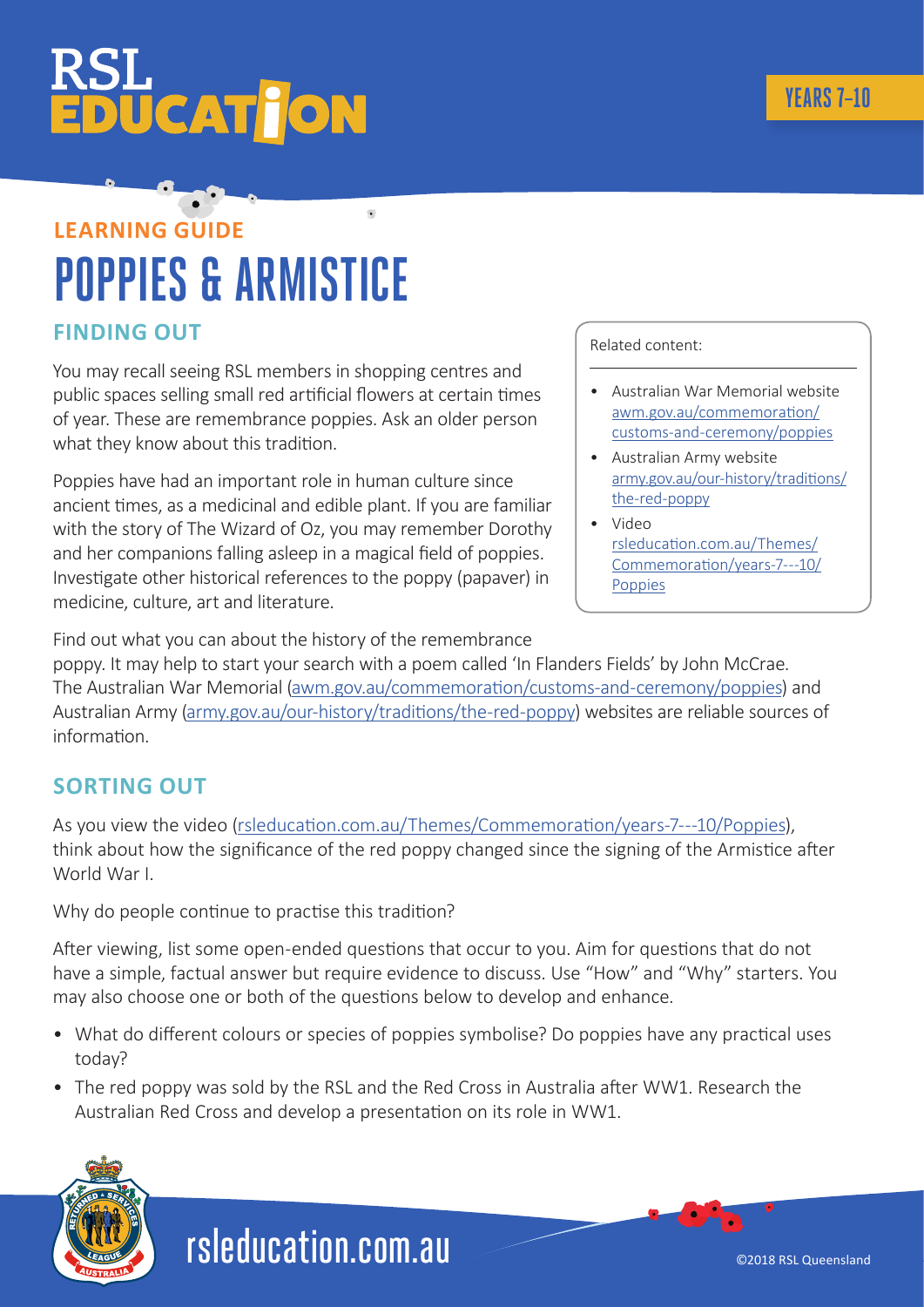# RSL EDUCATION

YEARS 7–10

LEARNING GUIDE

# POPPIES & ARMISTICE

## FINDING OUT

You may recall seeing RSL members in shopping centres and public spaces selling small red artificial flowers at certain times of year. These are remembrance poppies. Ask an older person what they know about this tradition.

Poppies have had an important role in human culture since ancient times, as a medicinal and edible plant. If you are familiar with the story of The Wizard of Oz, you may remember Dorothy and her companions falling asleep in a magical field of poppies. Investigate other historical references to the poppy (papaver) in medicine, culture, art and literature.

Find out what you can about the history of the remembrance poppy. It may help to start your search with a poem called 'In Flanders Fields' by John McCrae. The Australian War Memorial (awm.gov.au/commemoration/customs-and-ceremony/poppies) and Australian Army (army.gov.au/our-history/traditions/the-red-poppy) websites are reliable sources of information.

Related content:

- Australian War Memorial website awm.gov.au/commemoration/customs-and-ceremony/poppies
- Australian Army website army.gov.au/our-history/traditions/the-red-poppy
- Video rsleducation.com.au/Themes/Commemoration/years-7---10/Poppies

## SORTING OUT

As you view the video (rsleducation.com.au/Themes/Commemoration/years-7---10/Poppies), think about how the significance of the red poppy changed since the signing of the Armistice after World War I.

Why do people continue to practise this tradition?

After viewing, list some open-ended questions that occur to you. Aim for questions that do not have a simple, factual answer but require evidence to discuss. Use "How" and "Why" starters. You may also choose one or both of the questions below to develop and enhance.

- What do different colours or species of poppies symbolise? Do poppies have any practical uses today?
- The red poppy was sold by the RSL and the Red Cross in Australia after WW1. Research the Australian Red Cross and develop a presentation on its role in WW1.

rsleducation.com.au

©2018 RSL Queensland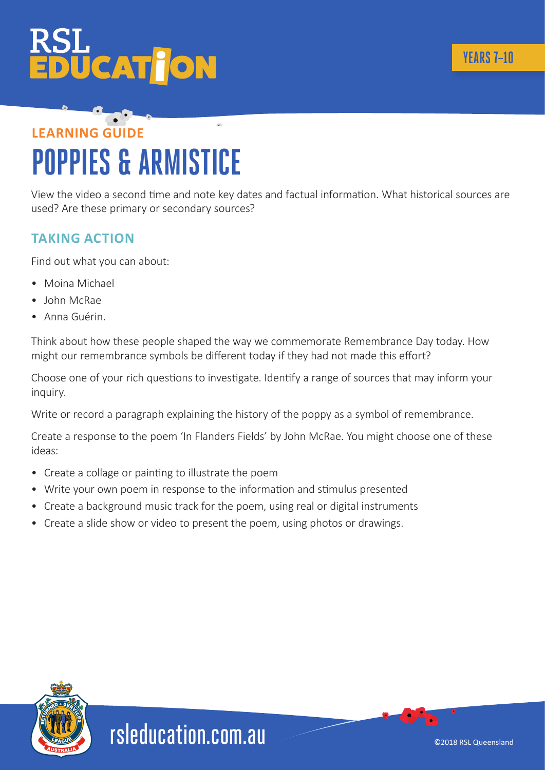## LEARNING GUIDE

# POPPIES & ARMISTICE

View the video a second time and note key dates and factual information. What historical sources are used? Are these primary or secondary sources?

### TAKING ACTION

Find out what you can about:

- Moina Michael
- John McRae
- Anna Guérin.

Think about how these people shaped the way we commemorate Remembrance Day today. How might our remembrance symbols be different today if they had not made this effort?

Choose one of your rich questions to investigate. Identify a range of sources that may inform your inquiry.

Write or record a paragraph explaining the history of the poppy as a symbol of remembrance.

Create a response to the poem 'In Flanders Fields' by John McRae. You might choose one of these ideas:

- Create a collage or painting to illustrate the poem
- Write your own poem in response to the information and stimulus presented
- Create a background music track for the poem, using real or digital instruments
- Create a slide show or video to present the poem, using photos or drawings.